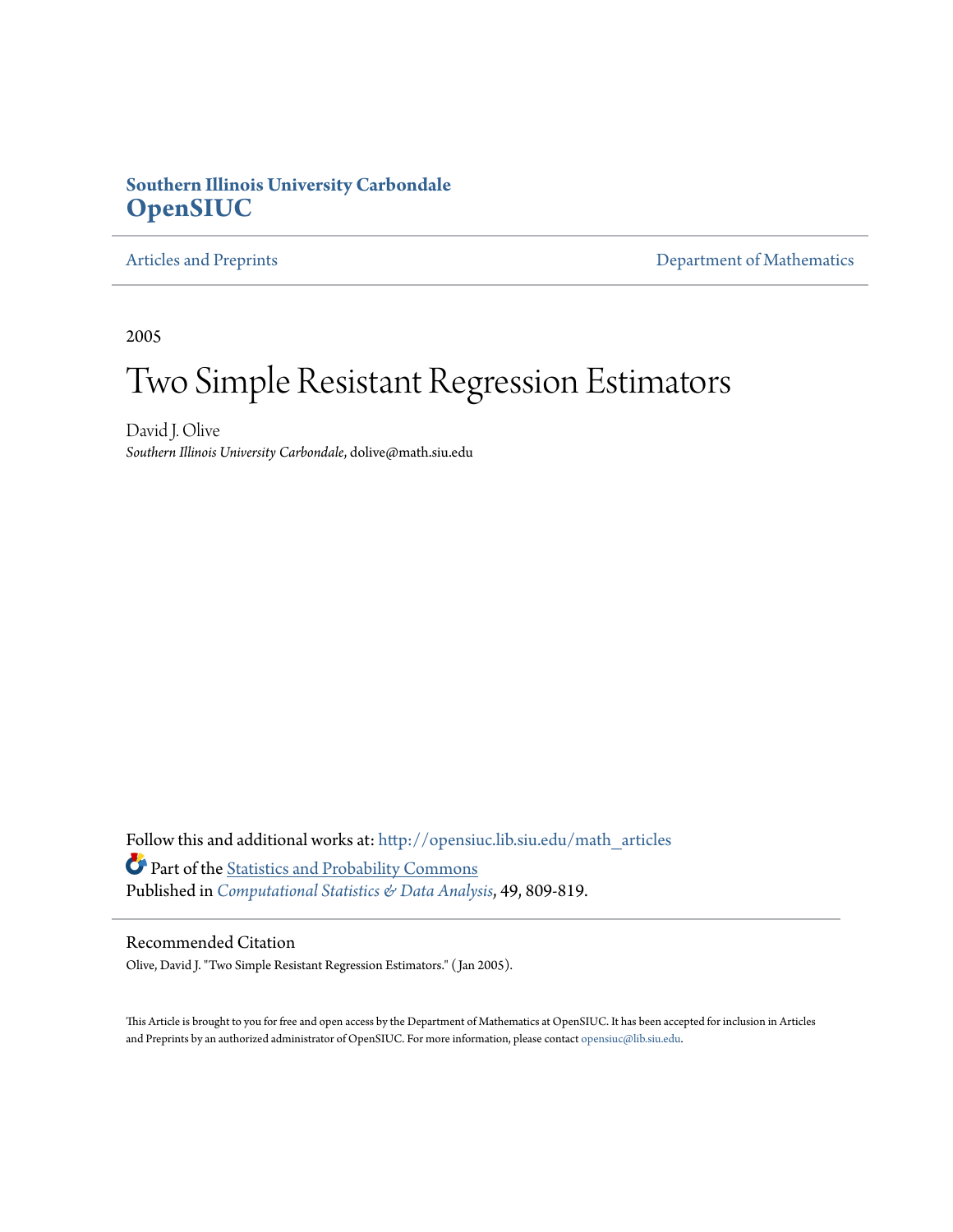**Southern Illinois University Carbondale**
**OpenSIUC**

Articles and Preprints | Department of Mathematics

2005

# Two Simple Resistant Regression Estimators

David J. Olive
*Southern Illinois University Carbondale*, dolive@math.siu.edu

Follow this and additional works at: http://opensiuc.lib.siu.edu/math_articles
Part of the Statistics and Probability Commons
Published in *Computational Statistics & Data Analysis*, 49, 809-819.

## Recommended Citation

Olive, David J. "Two Simple Resistant Regression Estimators." ( Jan 2005).

This Article is brought to you for free and open access by the Department of Mathematics at OpenSIUC. It has been accepted for inclusion in Articles and Preprints by an authorized administrator of OpenSIUC. For more information, please contact opensiuc@lib.siu.edu.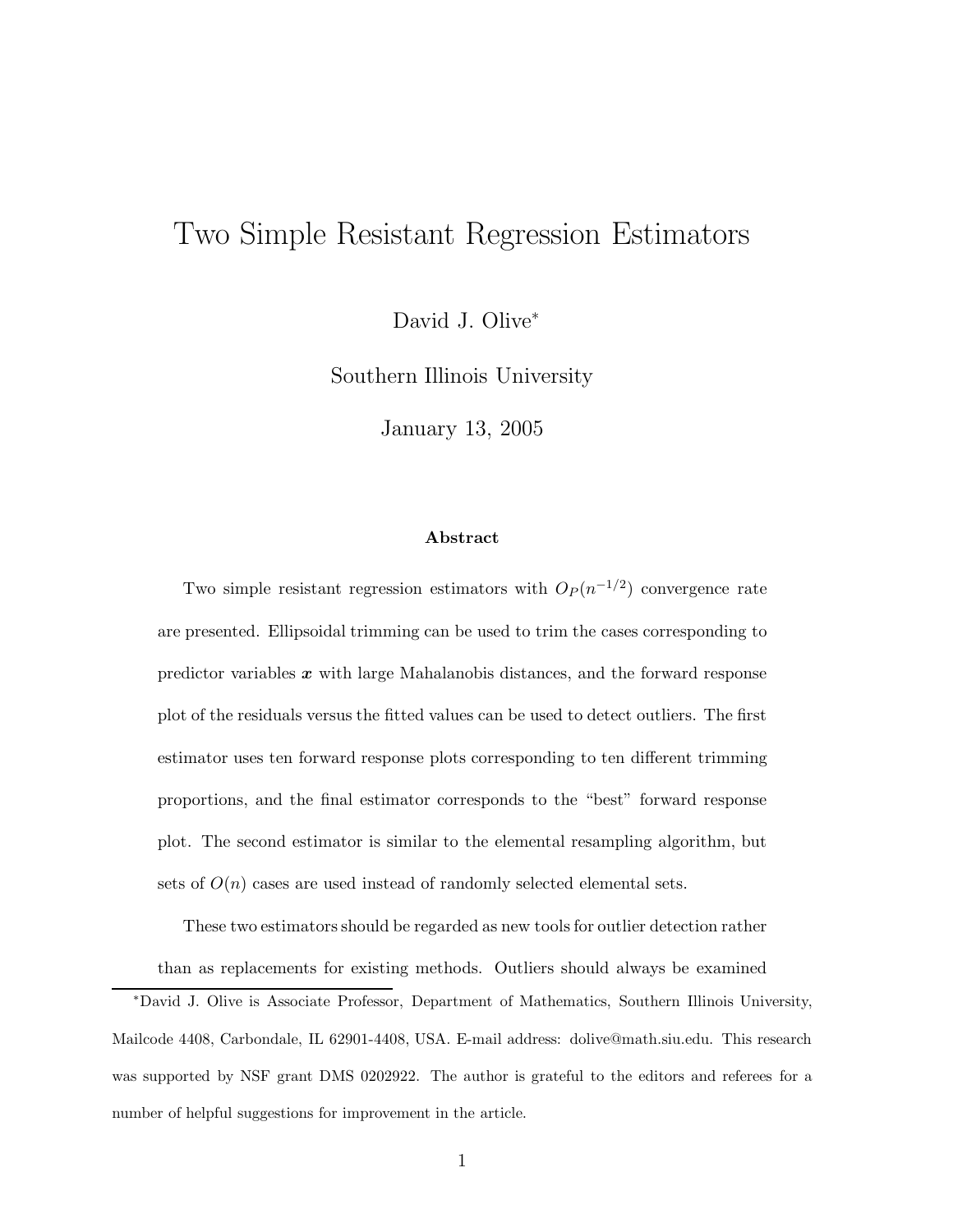# Two Simple Resistant Regression Estimators

David J. Olive*

Southern Illinois University

January 13, 2005

### Abstract

Two simple resistant regression estimators with $O_P(n^{-1/2})$ convergence rate are presented. Ellipsoidal trimming can be used to trim the cases corresponding to predictor variables $\boldsymbol{x}$ with large Mahalanobis distances, and the forward response plot of the residuals versus the fitted values can be used to detect outliers. The first estimator uses ten forward response plots corresponding to ten different trimming proportions, and the final estimator corresponds to the "best" forward response plot. The second estimator is similar to the elemental resampling algorithm, but sets of $O(n)$ cases are used instead of randomly selected elemental sets.

These two estimators should be regarded as new tools for outlier detection rather than as replacements for existing methods. Outliers should always be examined

*David J. Olive is Associate Professor, Department of Mathematics, Southern Illinois University, Mailcode 4408, Carbondale, IL 62901-4408, USA. E-mail address: dolive@math.siu.edu. This research was supported by NSF grant DMS 0202922. The author is grateful to the editors and referees for a number of helpful suggestions for improvement in the article.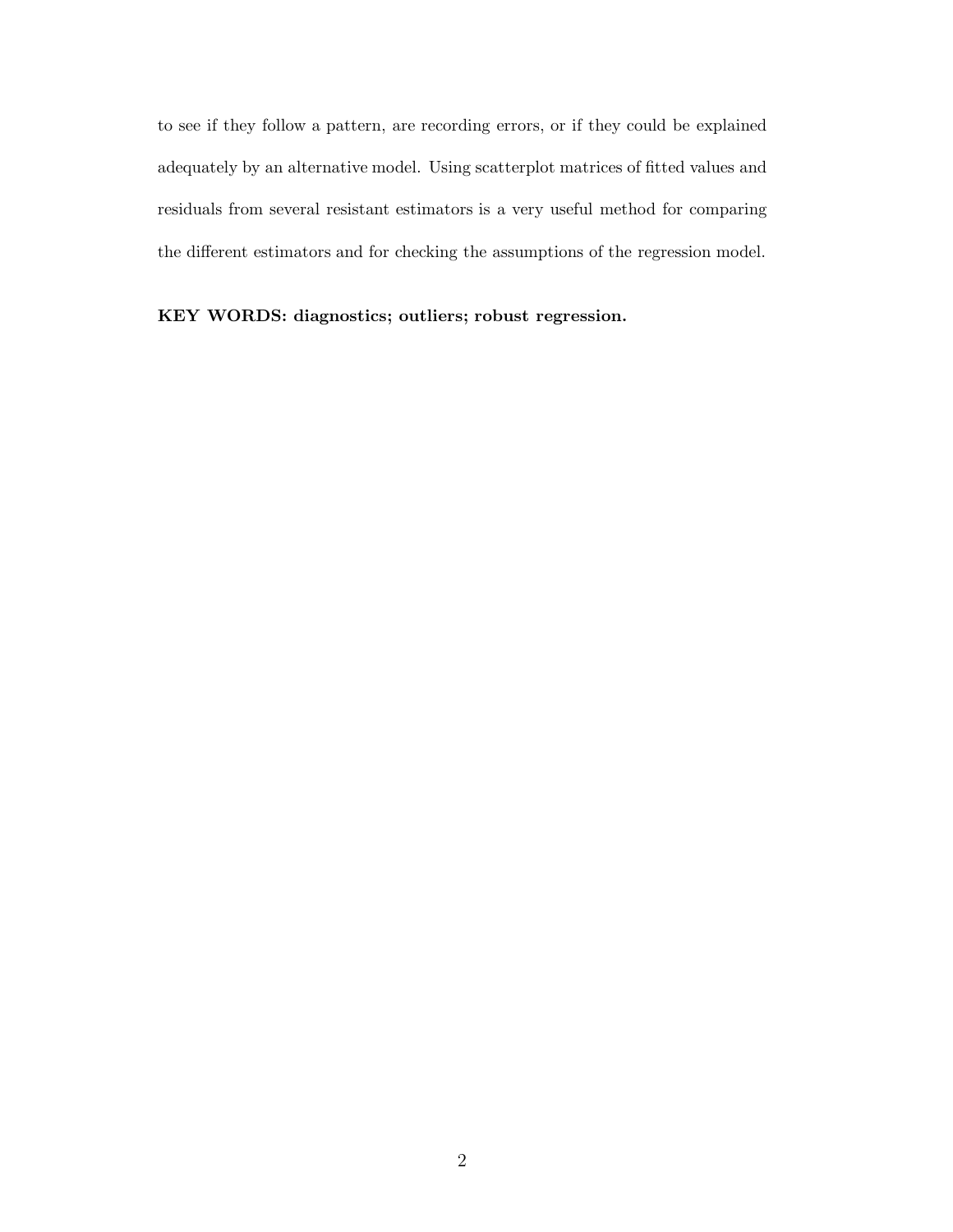to see if they follow a pattern, are recording errors, or if they could be explained adequately by an alternative model. Using scatterplot matrices of fitted values and residuals from several resistant estimators is a very useful method for comparing the different estimators and for checking the assumptions of the regression model.

**KEY WORDS: diagnostics; outliers; robust regression.**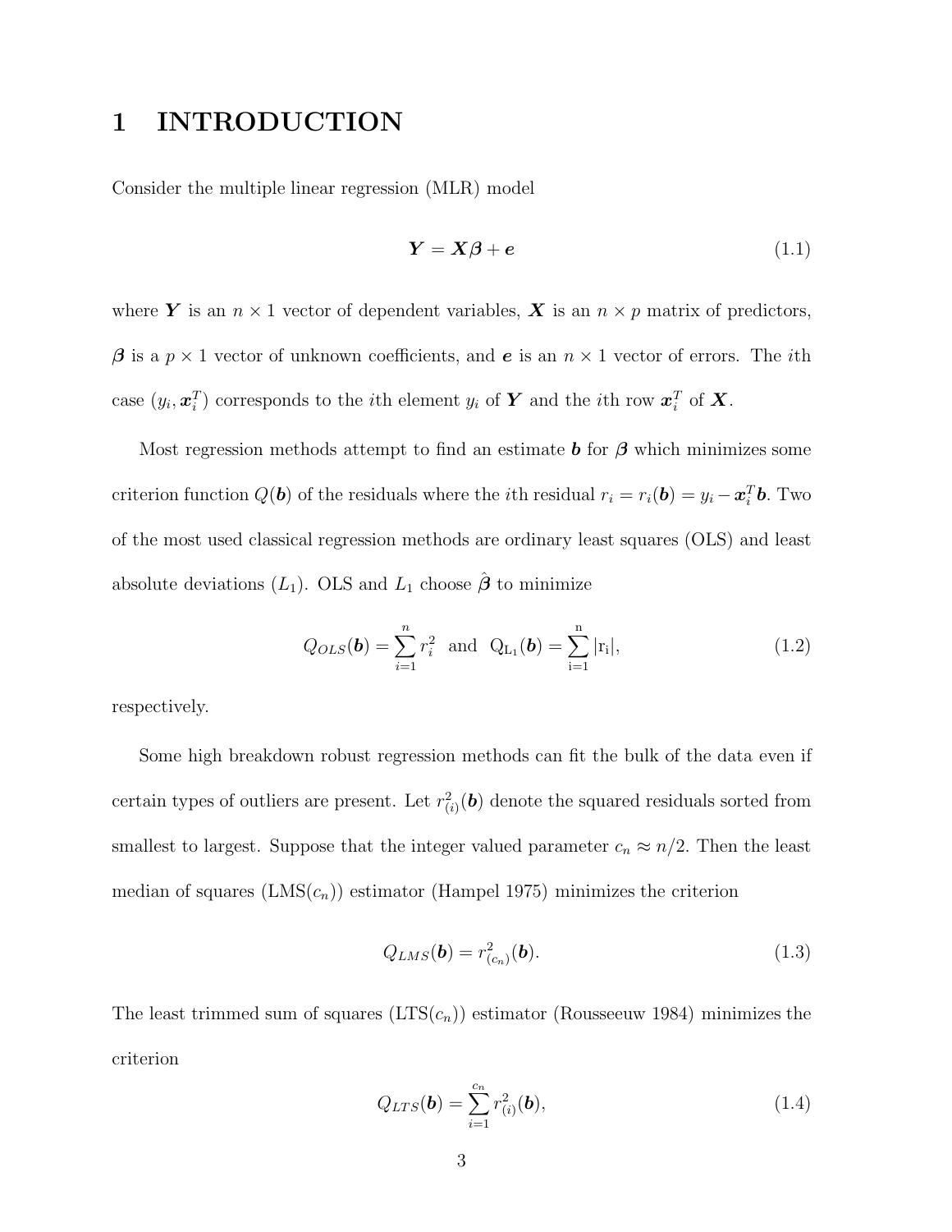# 1 INTRODUCTION

Consider the multiple linear regression (MLR) model

$$\boldsymbol{Y} = \boldsymbol{X}\boldsymbol{\beta} + \boldsymbol{e} \tag{1.1}$$

where $\boldsymbol{Y}$ is an $n \times 1$ vector of dependent variables, $\boldsymbol{X}$ is an $n \times p$ matrix of predictors, $\boldsymbol{\beta}$ is a $p \times 1$ vector of unknown coefficients, and $\boldsymbol{e}$ is an $n \times 1$ vector of errors. The $i$th case $(y_i, \boldsymbol{x}_i^T)$ corresponds to the $i$th element $y_i$ of $\boldsymbol{Y}$ and the $i$th row $\boldsymbol{x}_i^T$ of $\boldsymbol{X}$.

Most regression methods attempt to find an estimate $\boldsymbol{b}$ for $\boldsymbol{\beta}$ which minimizes some criterion function $Q(\boldsymbol{b})$ of the residuals where the $i$th residual $r_i = r_i(\boldsymbol{b}) = y_i - \boldsymbol{x}_i^T \boldsymbol{b}$. Two of the most used classical regression methods are ordinary least squares (OLS) and least absolute deviations ($L_1$). OLS and $L_1$ choose $\hat{\boldsymbol{\beta}}$ to minimize

$$Q_{OLS}(\boldsymbol{b}) = \sum_{i=1}^{n} r_i^2 \quad \text{and} \quad Q_{L_1}(\boldsymbol{b}) = \sum_{i=1}^{n} |r_i|, \tag{1.2}$$

respectively.

Some high breakdown robust regression methods can fit the bulk of the data even if certain types of outliers are present. Let $r_{(i)}^2(\boldsymbol{b})$ denote the squared residuals sorted from smallest to largest. Suppose that the integer valued parameter $c_n \approx n/2$. Then the least median of squares (LMS($c_n$)) estimator (Hampel 1975) minimizes the criterion

$$Q_{LMS}(\boldsymbol{b}) = r_{(c_n)}^2(\boldsymbol{b}). \tag{1.3}$$

The least trimmed sum of squares (LTS($c_n$)) estimator (Rousseeuw 1984) minimizes the criterion

$$Q_{LTS}(\boldsymbol{b}) = \sum_{i=1}^{c_n} r_{(i)}^2(\boldsymbol{b}), \tag{1.4}$$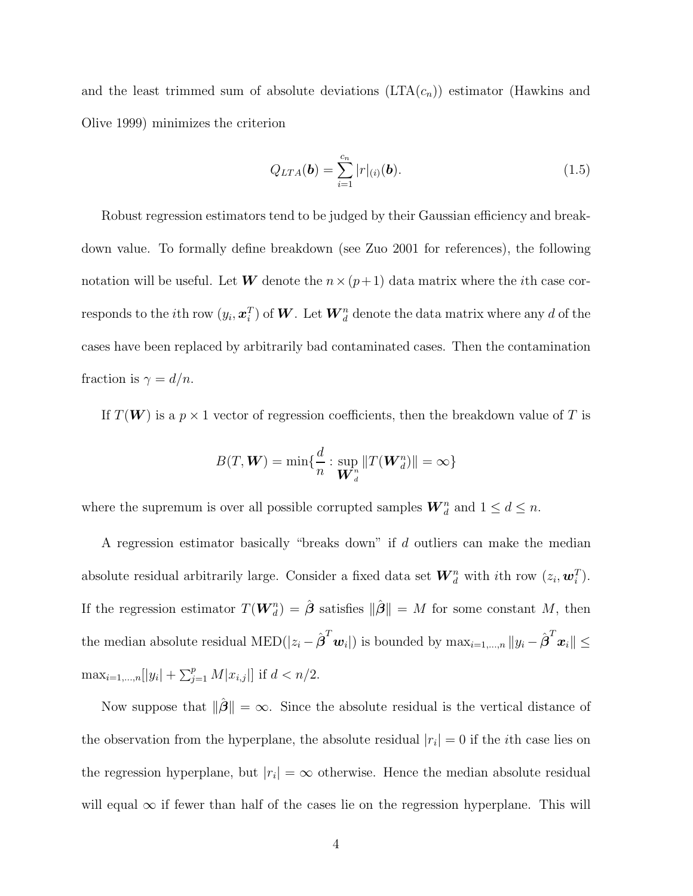and the least trimmed sum of absolute deviations (LTA($c_n$)) estimator (Hawkins and Olive 1999) minimizes the criterion

$$Q_{LTA}(\boldsymbol{b}) = \sum_{i=1}^{c_n} |r|_{(i)}(\boldsymbol{b}). \tag{1.5}$$

Robust regression estimators tend to be judged by their Gaussian efficiency and breakdown value. To formally define breakdown (see Zuo 2001 for references), the following notation will be useful. Let $\boldsymbol{W}$ denote the $n \times (p+1)$ data matrix where the $i$th case corresponds to the $i$th row $(y_i, \boldsymbol{x}_i^T)$ of $\boldsymbol{W}$. Let $\boldsymbol{W}_d^n$ denote the data matrix where any $d$ of the cases have been replaced by arbitrarily bad contaminated cases. Then the contamination fraction is $\gamma = d/n$.

If $T(\boldsymbol{W})$ is a $p \times 1$ vector of regression coefficients, then the breakdown value of $T$ is

$$B(T, \boldsymbol{W}) = \min\{\frac{d}{n} : \sup_{\boldsymbol{W}_d^n} \|T(\boldsymbol{W}_d^n)\| = \infty\}$$

where the supremum is over all possible corrupted samples $\boldsymbol{W}_d^n$ and $1 \leq d \leq n$.

A regression estimator basically "breaks down" if $d$ outliers can make the median absolute residual arbitrarily large. Consider a fixed data set $\boldsymbol{W}_d^n$ with $i$th row $(z_i, \boldsymbol{w}_i^T)$. If the regression estimator $T(\boldsymbol{W}_d^n) = \hat{\boldsymbol{\beta}}$ satisfies $\|\hat{\boldsymbol{\beta}}\| = M$ for some constant $M$, then the median absolute residual $\text{MED}(|z_i - \hat{\boldsymbol{\beta}}^T \boldsymbol{w}_i|)$ is bounded by $\max_{i=1,\ldots,n} \|y_i - \hat{\boldsymbol{\beta}}^T \boldsymbol{x}_i\| \leq \max_{i=1,\ldots,n}[|y_i| + \sum_{j=1}^p M|x_{i,j}|]$ if $d < n/2$.

Now suppose that $\|\hat{\boldsymbol{\beta}}\| = \infty$. Since the absolute residual is the vertical distance of the observation from the hyperplane, the absolute residual $|r_i| = 0$ if the $i$th case lies on the regression hyperplane, but $|r_i| = \infty$ otherwise. Hence the median absolute residual will equal $\infty$ if fewer than half of the cases lie on the regression hyperplane. This will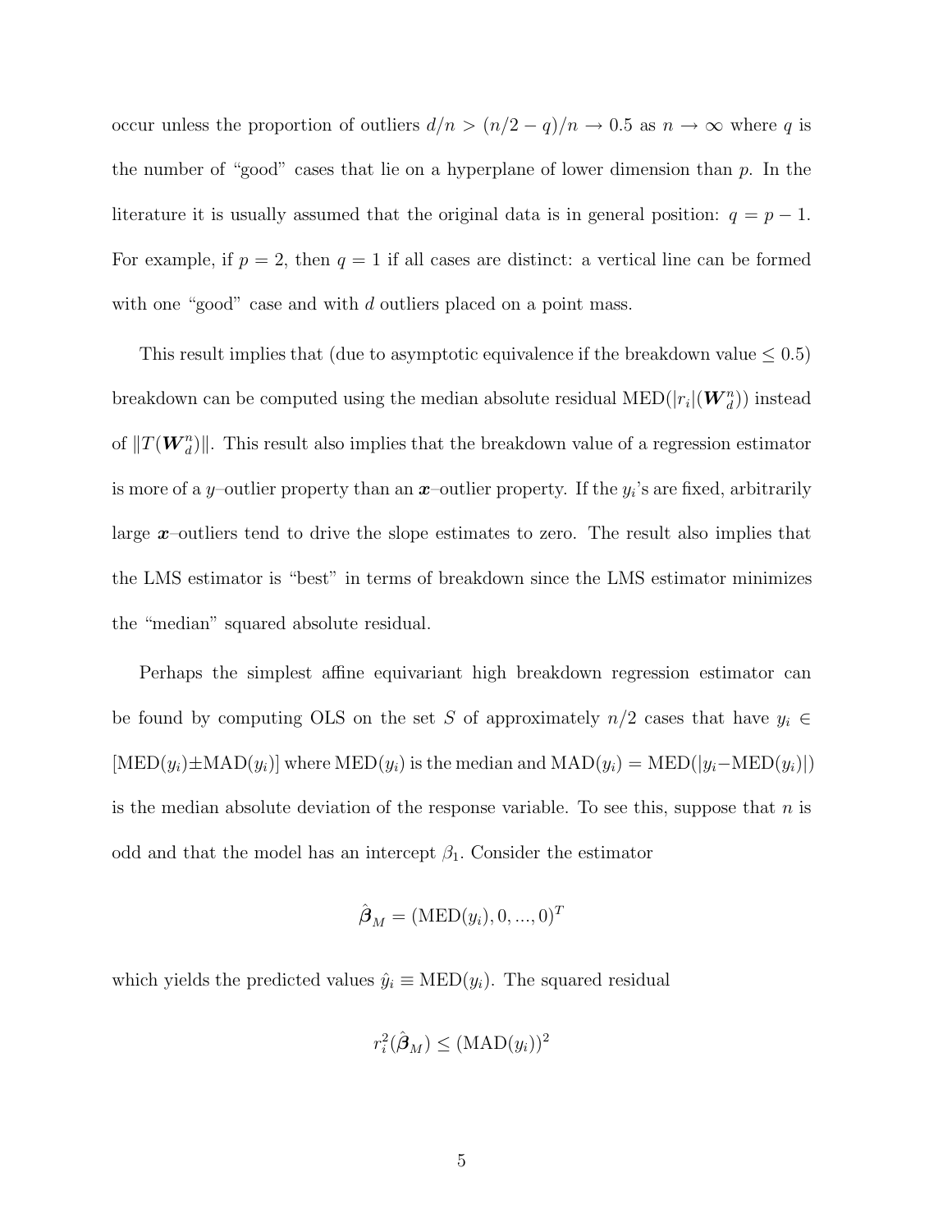occur unless the proportion of outliers $d/n > (n/2 - q)/n \to 0.5$ as $n \to \infty$ where $q$ is the number of "good" cases that lie on a hyperplane of lower dimension than $p$. In the literature it is usually assumed that the original data is in general position: $q = p - 1$. For example, if $p = 2$, then $q = 1$ if all cases are distinct: a vertical line can be formed with one "good" case and with $d$ outliers placed on a point mass.

This result implies that (due to asymptotic equivalence if the breakdown value $\leq 0.5$) breakdown can be computed using the median absolute residual $\text{MED}(|r_i|(\boldsymbol{W}_d^n))$ instead of $\|T(\boldsymbol{W}_d^n)\|$. This result also implies that the breakdown value of a regression estimator is more of a $y$–outlier property than an $\boldsymbol{x}$–outlier property. If the $y_i$'s are fixed, arbitrarily large $\boldsymbol{x}$–outliers tend to drive the slope estimates to zero. The result also implies that the LMS estimator is "best" in terms of breakdown since the LMS estimator minimizes the "median" squared absolute residual.

Perhaps the simplest affine equivariant high breakdown regression estimator can be found by computing OLS on the set $S$ of approximately $n/2$ cases that have $y_i \in [\text{MED}(y_i) \pm \text{MAD}(y_i)]$ where $\text{MED}(y_i)$ is the median and $\text{MAD}(y_i) = \text{MED}(|y_i - \text{MED}(y_i)|)$ is the median absolute deviation of the response variable. To see this, suppose that $n$ is odd and that the model has an intercept $\beta_1$. Consider the estimator

$$\hat{\boldsymbol{\beta}}_M = (\text{MED}(y_i), 0, ..., 0)^T$$

which yields the predicted values $\hat{y}_i \equiv \text{MED}(y_i)$. The squared residual

$$r_i^2(\hat{\boldsymbol{\beta}}_M) \leq (\text{MAD}(y_i))^2$$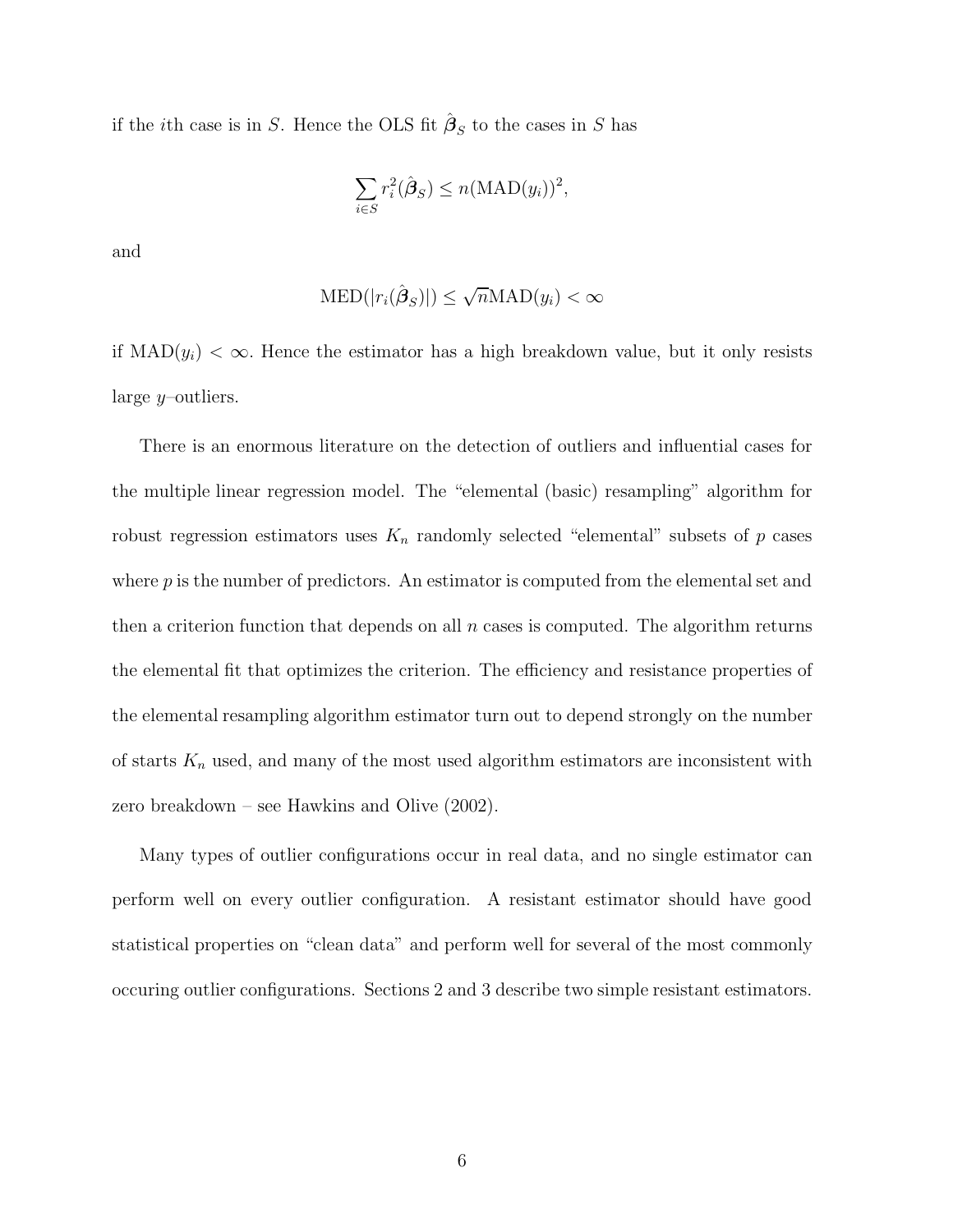if the $i$th case is in $S$. Hence the OLS fit $\hat{\boldsymbol{\beta}}_S$ to the cases in $S$ has

$$\sum_{i \in S} r_i^2(\hat{\boldsymbol{\beta}}_S) \leq n(\text{MAD}(y_i))^2,$$

and

$$\text{MED}(|r_i(\hat{\boldsymbol{\beta}}_S)|) \leq \sqrt{n}\text{MAD}(y_i) < \infty$$

if $\text{MAD}(y_i) < \infty$. Hence the estimator has a high breakdown value, but it only resists large $y$–outliers.

There is an enormous literature on the detection of outliers and influential cases for the multiple linear regression model. The "elemental (basic) resampling" algorithm for robust regression estimators uses $K_n$ randomly selected "elemental" subsets of $p$ cases where $p$ is the number of predictors. An estimator is computed from the elemental set and then a criterion function that depends on all $n$ cases is computed. The algorithm returns the elemental fit that optimizes the criterion. The efficiency and resistance properties of the elemental resampling algorithm estimator turn out to depend strongly on the number of starts $K_n$ used, and many of the most used algorithm estimators are inconsistent with zero breakdown – see Hawkins and Olive (2002).

Many types of outlier configurations occur in real data, and no single estimator can perform well on every outlier configuration. A resistant estimator should have good statistical properties on "clean data" and perform well for several of the most commonly occuring outlier configurations. Sections 2 and 3 describe two simple resistant estimators.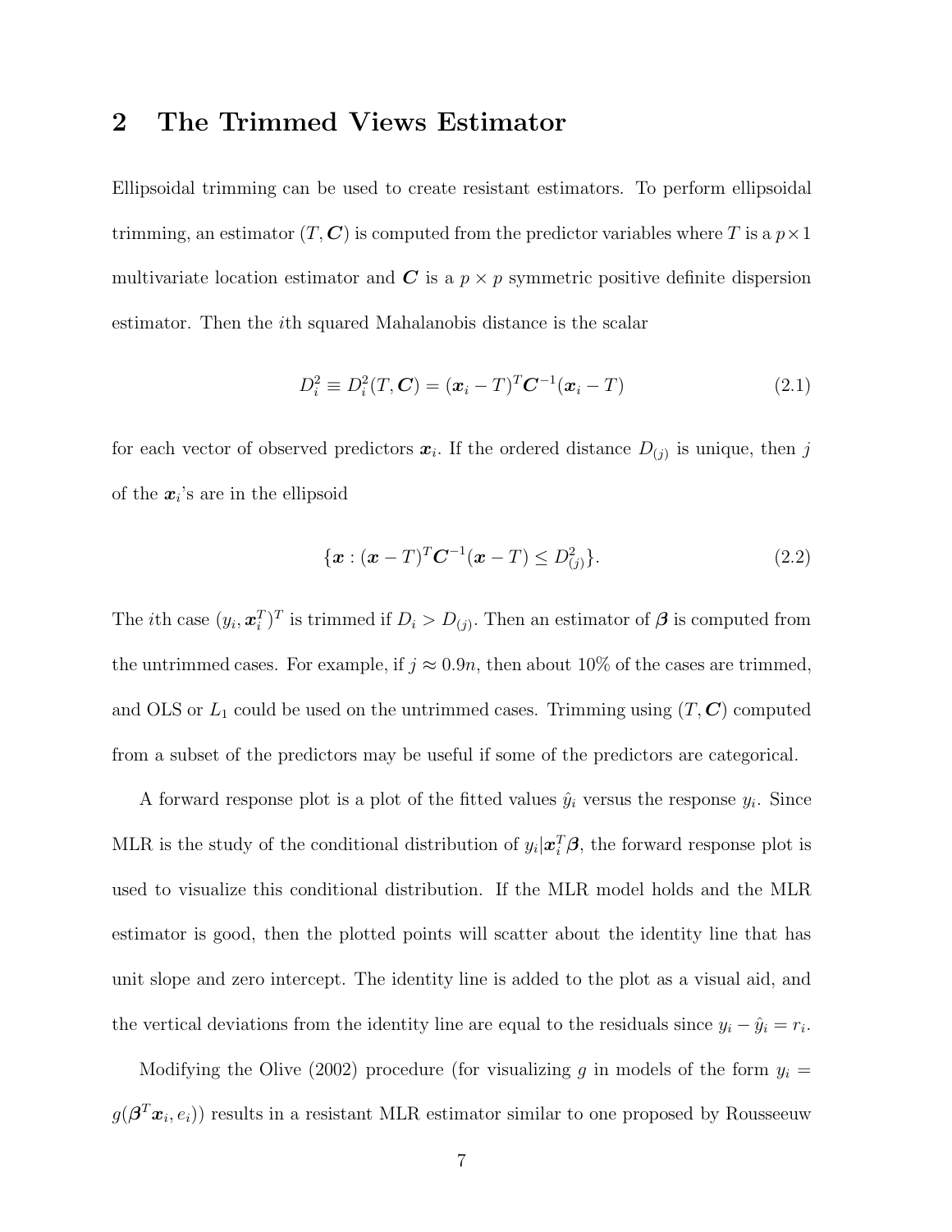## 2 The Trimmed Views Estimator

Ellipsoidal trimming can be used to create resistant estimators. To perform ellipsoidal trimming, an estimator $(T, \boldsymbol{C})$ is computed from the predictor variables where $T$ is a $p \times 1$ multivariate location estimator and $\boldsymbol{C}$ is a $p \times p$ symmetric positive definite dispersion estimator. Then the $i$th squared Mahalanobis distance is the scalar

$$D_i^2 \equiv D_i^2(T, \boldsymbol{C}) = (\boldsymbol{x}_i - T)^T \boldsymbol{C}^{-1} (\boldsymbol{x}_i - T) \tag{2.1}$$

for each vector of observed predictors $\boldsymbol{x}_i$. If the ordered distance $D_{(j)}$ is unique, then $j$ of the $\boldsymbol{x}_i$'s are in the ellipsoid

$$\{\boldsymbol{x} : (\boldsymbol{x} - T)^T \boldsymbol{C}^{-1} (\boldsymbol{x} - T) \leq D_{(j)}^2\}. \tag{2.2}$$

The $i$th case $(y_i, \boldsymbol{x}_i^T)^T$ is trimmed if $D_i > D_{(j)}$. Then an estimator of $\boldsymbol{\beta}$ is computed from the untrimmed cases. For example, if $j \approx 0.9n$, then about 10% of the cases are trimmed, and OLS or $L_1$ could be used on the untrimmed cases. Trimming using $(T, \boldsymbol{C})$ computed from a subset of the predictors may be useful if some of the predictors are categorical.

A forward response plot is a plot of the fitted values $\hat{y}_i$ versus the response $y_i$. Since MLR is the study of the conditional distribution of $y_i | \boldsymbol{x}_i^T \boldsymbol{\beta}$, the forward response plot is used to visualize this conditional distribution. If the MLR model holds and the MLR estimator is good, then the plotted points will scatter about the identity line that has unit slope and zero intercept. The identity line is added to the plot as a visual aid, and the vertical deviations from the identity line are equal to the residuals since $y_i - \hat{y}_i = r_i$.

Modifying the Olive (2002) procedure (for visualizing $g$ in models of the form $y_i = g(\boldsymbol{\beta}^T \boldsymbol{x}_i, e_i)$) results in a resistant MLR estimator similar to one proposed by Rousseeuw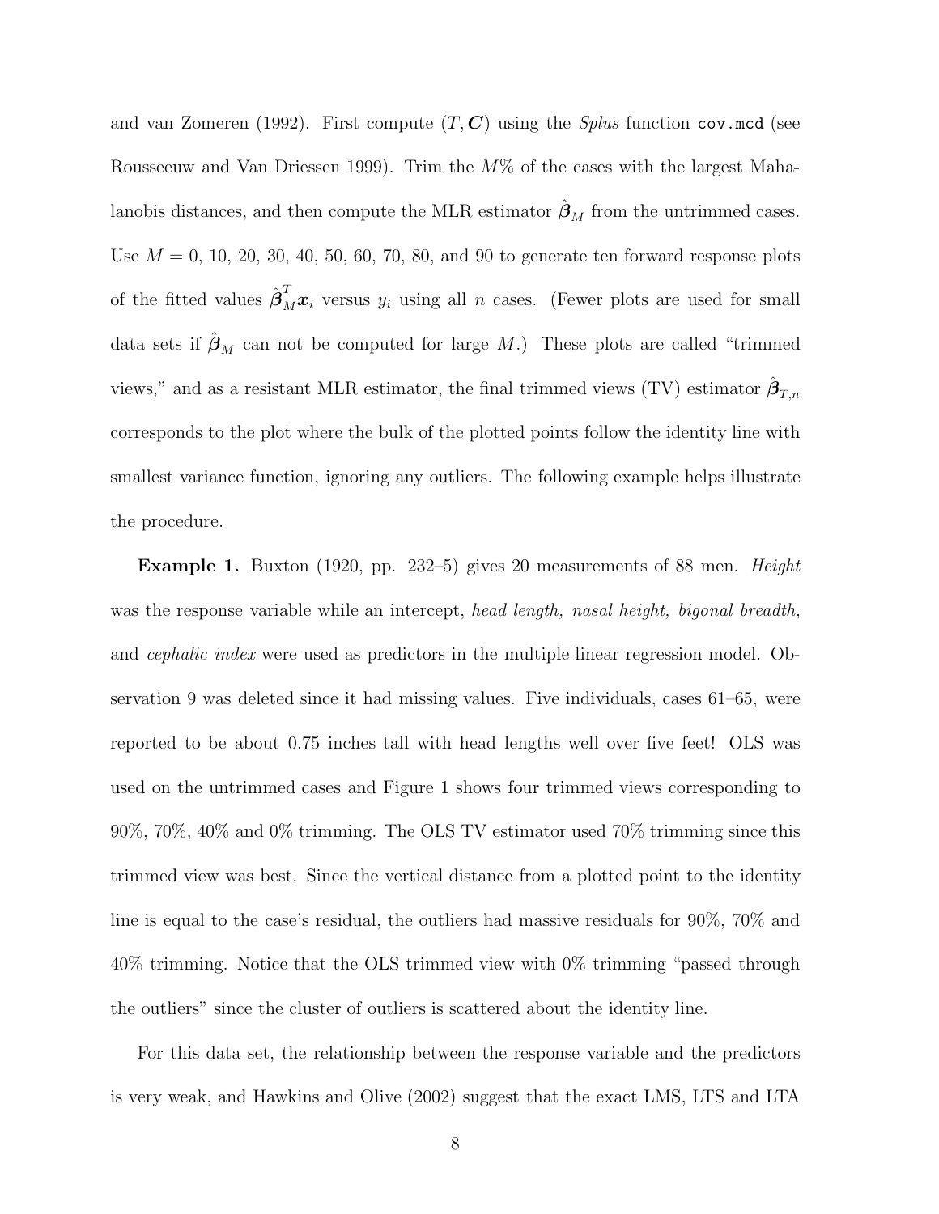and van Zomeren (1992). First compute $(T, \boldsymbol{C})$ using the *Splus* function `cov.mcd` (see Rousseeuw and Van Driessen 1999). Trim the $M$% of the cases with the largest Mahalanobis distances, and then compute the MLR estimator $\hat{\boldsymbol{\beta}}_M$ from the untrimmed cases. Use $M = 0$, 10, 20, 30, 40, 50, 60, 70, 80, and 90 to generate ten forward response plots of the fitted values $\hat{\boldsymbol{\beta}}_M^T \boldsymbol{x}_i$ versus $y_i$ using all $n$ cases. (Fewer plots are used for small data sets if $\hat{\boldsymbol{\beta}}_M$ can not be computed for large $M$.) These plots are called "trimmed views," and as a resistant MLR estimator, the final trimmed views (TV) estimator $\hat{\boldsymbol{\beta}}_{T,n}$ corresponds to the plot where the bulk of the plotted points follow the identity line with smallest variance function, ignoring any outliers. The following example helps illustrate the procedure.

**Example 1.** Buxton (1920, pp. 232–5) gives 20 measurements of 88 men. *Height* was the response variable while an intercept, *head length, nasal height, bigonal breadth,* and *cephalic index* were used as predictors in the multiple linear regression model. Observation 9 was deleted since it had missing values. Five individuals, cases 61–65, were reported to be about 0.75 inches tall with head lengths well over five feet! OLS was used on the untrimmed cases and Figure 1 shows four trimmed views corresponding to 90%, 70%, 40% and 0% trimming. The OLS TV estimator used 70% trimming since this trimmed view was best. Since the vertical distance from a plotted point to the identity line is equal to the case's residual, the outliers had massive residuals for 90%, 70% and 40% trimming. Notice that the OLS trimmed view with 0% trimming "passed through the outliers" since the cluster of outliers is scattered about the identity line.

For this data set, the relationship between the response variable and the predictors is very weak, and Hawkins and Olive (2002) suggest that the exact LMS, LTS and LTA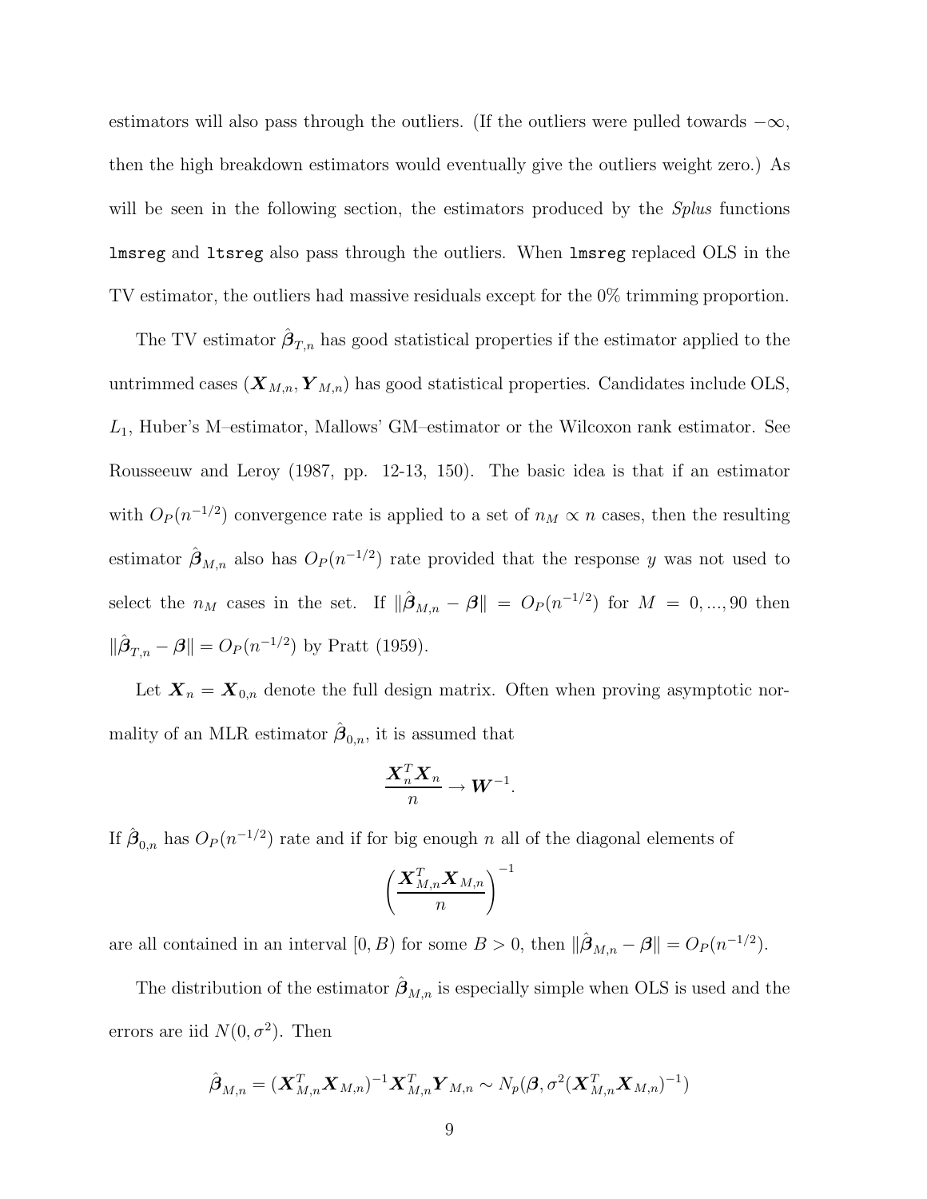estimators will also pass through the outliers. (If the outliers were pulled towards $-\infty$, then the high breakdown estimators would eventually give the outliers weight zero.) As will be seen in the following section, the estimators produced by the *Splus* functions `lmsreg` and `ltsreg` also pass through the outliers. When `lmsreg` replaced OLS in the TV estimator, the outliers had massive residuals except for the 0% trimming proportion.

The TV estimator $\hat{\boldsymbol{\beta}}_{T,n}$ has good statistical properties if the estimator applied to the untrimmed cases $(\boldsymbol{X}_{M,n}, \boldsymbol{Y}_{M,n})$ has good statistical properties. Candidates include OLS, $L_1$, Huber's M–estimator, Mallows' GM–estimator or the Wilcoxon rank estimator. See Rousseeuw and Leroy (1987, pp. 12-13, 150). The basic idea is that if an estimator with $O_P(n^{-1/2})$ convergence rate is applied to a set of $n_M \propto n$ cases, then the resulting estimator $\hat{\boldsymbol{\beta}}_{M,n}$ also has $O_P(n^{-1/2})$ rate provided that the response $y$ was not used to select the $n_M$ cases in the set. If $\|\hat{\boldsymbol{\beta}}_{M,n} - \boldsymbol{\beta}\| = O_P(n^{-1/2})$ for $M = 0, ..., 90$ then $\|\hat{\boldsymbol{\beta}}_{T,n} - \boldsymbol{\beta}\| = O_P(n^{-1/2})$ by Pratt (1959).

Let $\boldsymbol{X}_n = \boldsymbol{X}_{0,n}$ denote the full design matrix. Often when proving asymptotic normality of an MLR estimator $\hat{\boldsymbol{\beta}}_{0,n}$, it is assumed that

$$\frac{\boldsymbol{X}_n^T \boldsymbol{X}_n}{n} \rightarrow \boldsymbol{W}^{-1}.$$

If $\hat{\boldsymbol{\beta}}_{0,n}$ has $O_P(n^{-1/2})$ rate and if for big enough $n$ all of the diagonal elements of

$$\left( \frac{\boldsymbol{X}_{M,n}^T \boldsymbol{X}_{M,n}}{n} \right)^{-1}$$

are all contained in an interval $[0, B)$ for some $B > 0$, then $\|\hat{\boldsymbol{\beta}}_{M,n} - \boldsymbol{\beta}\| = O_P(n^{-1/2})$.

The distribution of the estimator $\hat{\boldsymbol{\beta}}_{M,n}$ is especially simple when OLS is used and the errors are iid $N(0, \sigma^2)$. Then

$$\hat{\boldsymbol{\beta}}_{M,n} = (\boldsymbol{X}_{M,n}^T \boldsymbol{X}_{M,n})^{-1} \boldsymbol{X}_{M,n}^T \boldsymbol{Y}_{M,n} \sim N_p(\boldsymbol{\beta}, \sigma^2 (\boldsymbol{X}_{M,n}^T \boldsymbol{X}_{M,n})^{-1})$$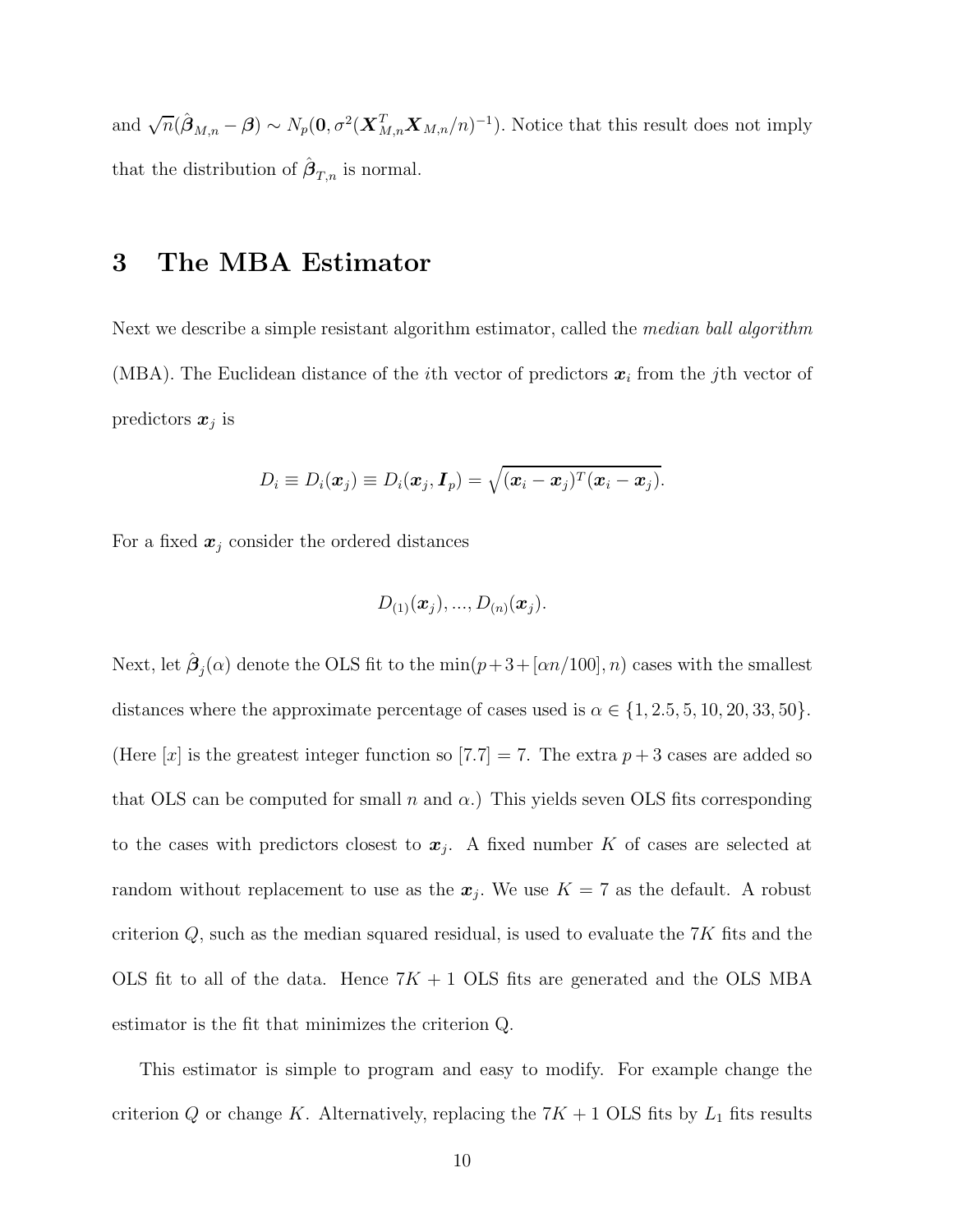and $\sqrt{n}(\hat{\boldsymbol{\beta}}_{M,n} - \boldsymbol{\beta}) \sim N_p(\boldsymbol{0}, \sigma^2(\boldsymbol{X}_{M,n}^T \boldsymbol{X}_{M,n}/n)^{-1})$. Notice that this result does not imply that the distribution of $\hat{\boldsymbol{\beta}}_{T,n}$ is normal.

# 3 The MBA Estimator

Next we describe a simple resistant algorithm estimator, called the *median ball algorithm* (MBA). The Euclidean distance of the $i$th vector of predictors $\boldsymbol{x}_i$ from the $j$th vector of predictors $\boldsymbol{x}_j$ is

$$D_i \equiv D_i(\boldsymbol{x}_j) \equiv D_i(\boldsymbol{x}_j, \boldsymbol{I}_p) = \sqrt{(\boldsymbol{x}_i - \boldsymbol{x}_j)^T(\boldsymbol{x}_i - \boldsymbol{x}_j)}.$$

For a fixed $\boldsymbol{x}_j$ consider the ordered distances

$$D_{(1)}(\boldsymbol{x}_j), ..., D_{(n)}(\boldsymbol{x}_j).$$

Next, let $\hat{\boldsymbol{\beta}}_j(\alpha)$ denote the OLS fit to the $\min(p+3+[\alpha n/100], n)$ cases with the smallest distances where the approximate percentage of cases used is $\alpha \in \{1, 2.5, 5, 10, 20, 33, 50\}$. (Here $[x]$ is the greatest integer function so $[7.7] = 7$. The extra $p+3$ cases are added so that OLS can be computed for small $n$ and $\alpha$.) This yields seven OLS fits corresponding to the cases with predictors closest to $\boldsymbol{x}_j$. A fixed number $K$ of cases are selected at random without replacement to use as the $\boldsymbol{x}_j$. We use $K = 7$ as the default. A robust criterion $Q$, such as the median squared residual, is used to evaluate the $7K$ fits and the OLS fit to all of the data. Hence $7K + 1$ OLS fits are generated and the OLS MBA estimator is the fit that minimizes the criterion Q.

This estimator is simple to program and easy to modify. For example change the criterion $Q$ or change $K$. Alternatively, replacing the $7K + 1$ OLS fits by $L_1$ fits results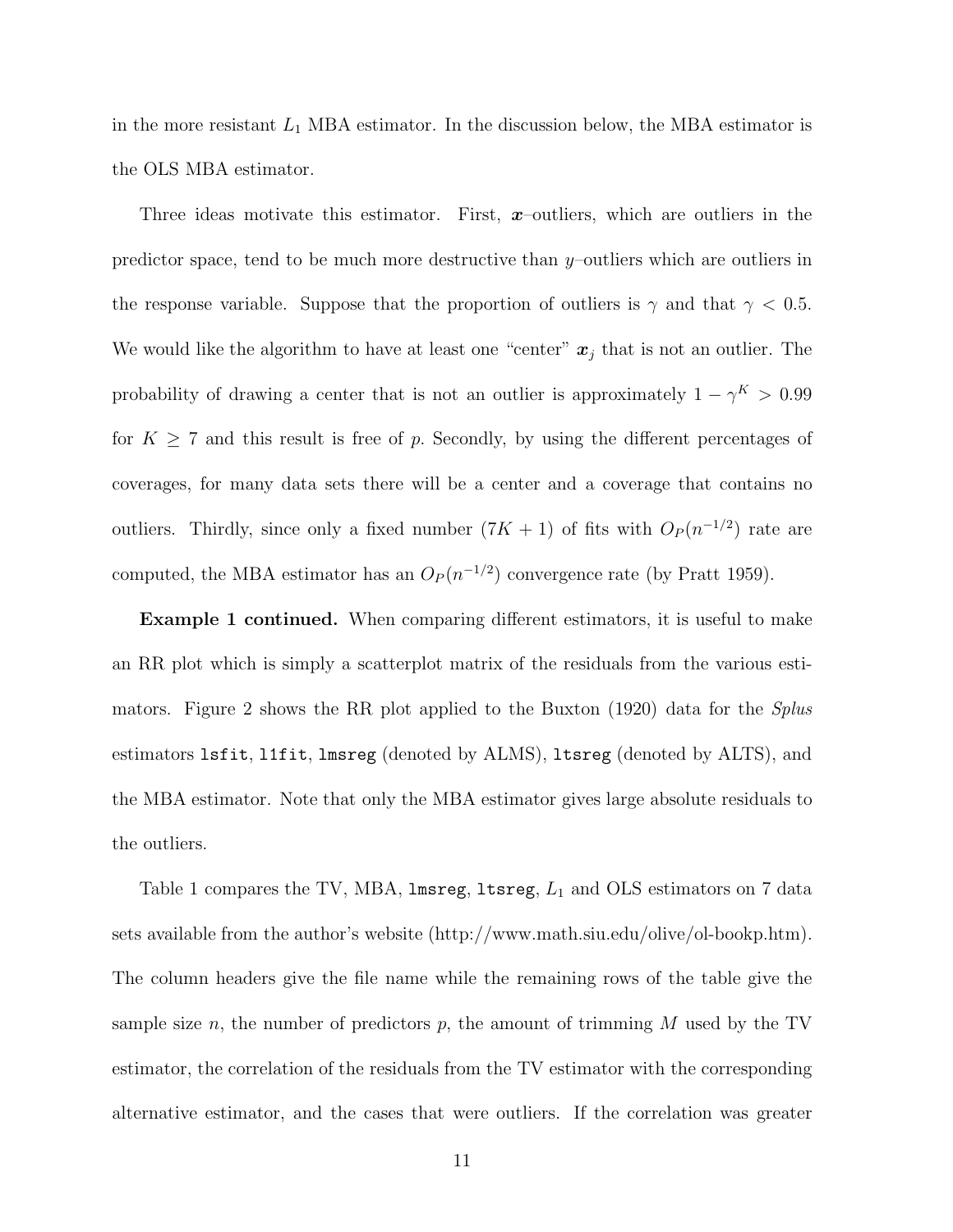in the more resistant $L_1$ MBA estimator. In the discussion below, the MBA estimator is the OLS MBA estimator.

Three ideas motivate this estimator. First, $\boldsymbol{x}$–outliers, which are outliers in the predictor space, tend to be much more destructive than $y$–outliers which are outliers in the response variable. Suppose that the proportion of outliers is $\gamma$ and that $\gamma < 0.5$. We would like the algorithm to have at least one "center" $\boldsymbol{x}_j$ that is not an outlier. The probability of drawing a center that is not an outlier is approximately $1 - \gamma^K > 0.99$ for $K \geq 7$ and this result is free of $p$. Secondly, by using the different percentages of coverages, for many data sets there will be a center and a coverage that contains no outliers. Thirdly, since only a fixed number $(7K + 1)$ of fits with $O_P(n^{-1/2})$ rate are computed, the MBA estimator has an $O_P(n^{-1/2})$ convergence rate (by Pratt 1959).

**Example 1 continued.** When comparing different estimators, it is useful to make an RR plot which is simply a scatterplot matrix of the residuals from the various estimators. Figure 2 shows the RR plot applied to the Buxton (1920) data for the *Splus* estimators `lsfit`, `l1fit`, `lmsreg` (denoted by ALMS), `ltsreg` (denoted by ALTS), and the MBA estimator. Note that only the MBA estimator gives large absolute residuals to the outliers.

Table 1 compares the TV, MBA, `lmsreg`, `ltsreg`, $L_1$ and OLS estimators on 7 data sets available from the author's website (http://www.math.siu.edu/olive/ol-bookp.htm). The column headers give the file name while the remaining rows of the table give the sample size $n$, the number of predictors $p$, the amount of trimming $M$ used by the TV estimator, the correlation of the residuals from the TV estimator with the corresponding alternative estimator, and the cases that were outliers. If the correlation was greater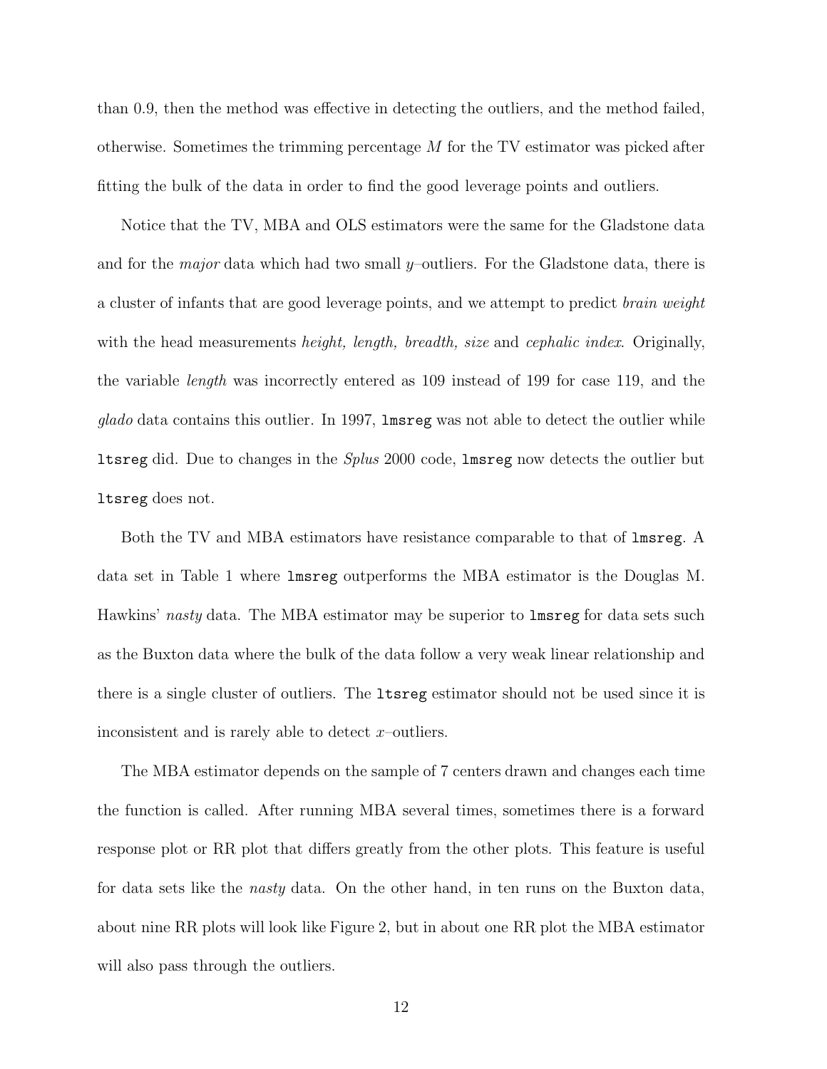than 0.9, then the method was effective in detecting the outliers, and the method failed, otherwise. Sometimes the trimming percentage $M$ for the TV estimator was picked after fitting the bulk of the data in order to find the good leverage points and outliers.

Notice that the TV, MBA and OLS estimators were the same for the Gladstone data and for the *major* data which had two small $y$–outliers. For the Gladstone data, there is a cluster of infants that are good leverage points, and we attempt to predict *brain weight* with the head measurements *height, length, breadth, size* and *cephalic index*. Originally, the variable *length* was incorrectly entered as 109 instead of 199 for case 119, and the *glado* data contains this outlier. In 1997, `lmsreg` was not able to detect the outlier while `ltsreg` did. Due to changes in the *Splus* 2000 code, `lmsreg` now detects the outlier but `ltsreg` does not.

Both the TV and MBA estimators have resistance comparable to that of `lmsreg`. A data set in Table 1 where `lmsreg` outperforms the MBA estimator is the Douglas M. Hawkins' *nasty* data. The MBA estimator may be superior to `lmsreg` for data sets such as the Buxton data where the bulk of the data follow a very weak linear relationship and there is a single cluster of outliers. The `ltsreg` estimator should not be used since it is inconsistent and is rarely able to detect $x$–outliers.

The MBA estimator depends on the sample of 7 centers drawn and changes each time the function is called. After running MBA several times, sometimes there is a forward response plot or RR plot that differs greatly from the other plots. This feature is useful for data sets like the *nasty* data. On the other hand, in ten runs on the Buxton data, about nine RR plots will look like Figure 2, but in about one RR plot the MBA estimator will also pass through the outliers.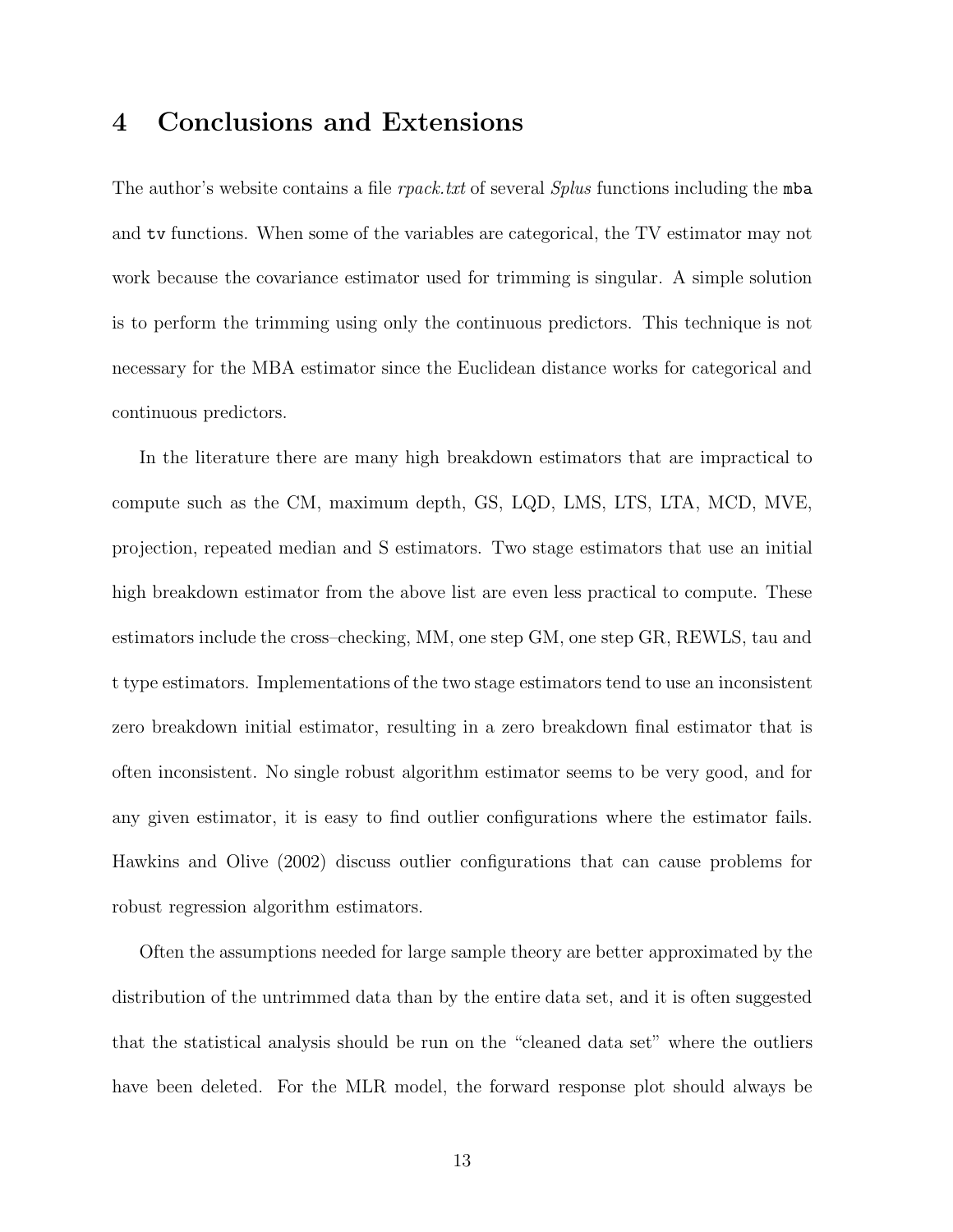## 4 Conclusions and Extensions

The author's website contains a file *rpack.txt* of several *Splus* functions including the `mba` and `tv` functions. When some of the variables are categorical, the TV estimator may not work because the covariance estimator used for trimming is singular. A simple solution is to perform the trimming using only the continuous predictors. This technique is not necessary for the MBA estimator since the Euclidean distance works for categorical and continuous predictors.

In the literature there are many high breakdown estimators that are impractical to compute such as the CM, maximum depth, GS, LQD, LMS, LTS, LTA, MCD, MVE, projection, repeated median and S estimators. Two stage estimators that use an initial high breakdown estimator from the above list are even less practical to compute. These estimators include the cross–checking, MM, one step GM, one step GR, REWLS, tau and t type estimators. Implementations of the two stage estimators tend to use an inconsistent zero breakdown initial estimator, resulting in a zero breakdown final estimator that is often inconsistent. No single robust algorithm estimator seems to be very good, and for any given estimator, it is easy to find outlier configurations where the estimator fails. Hawkins and Olive (2002) discuss outlier configurations that can cause problems for robust regression algorithm estimators.

Often the assumptions needed for large sample theory are better approximated by the distribution of the untrimmed data than by the entire data set, and it is often suggested that the statistical analysis should be run on the "cleaned data set" where the outliers have been deleted. For the MLR model, the forward response plot should always be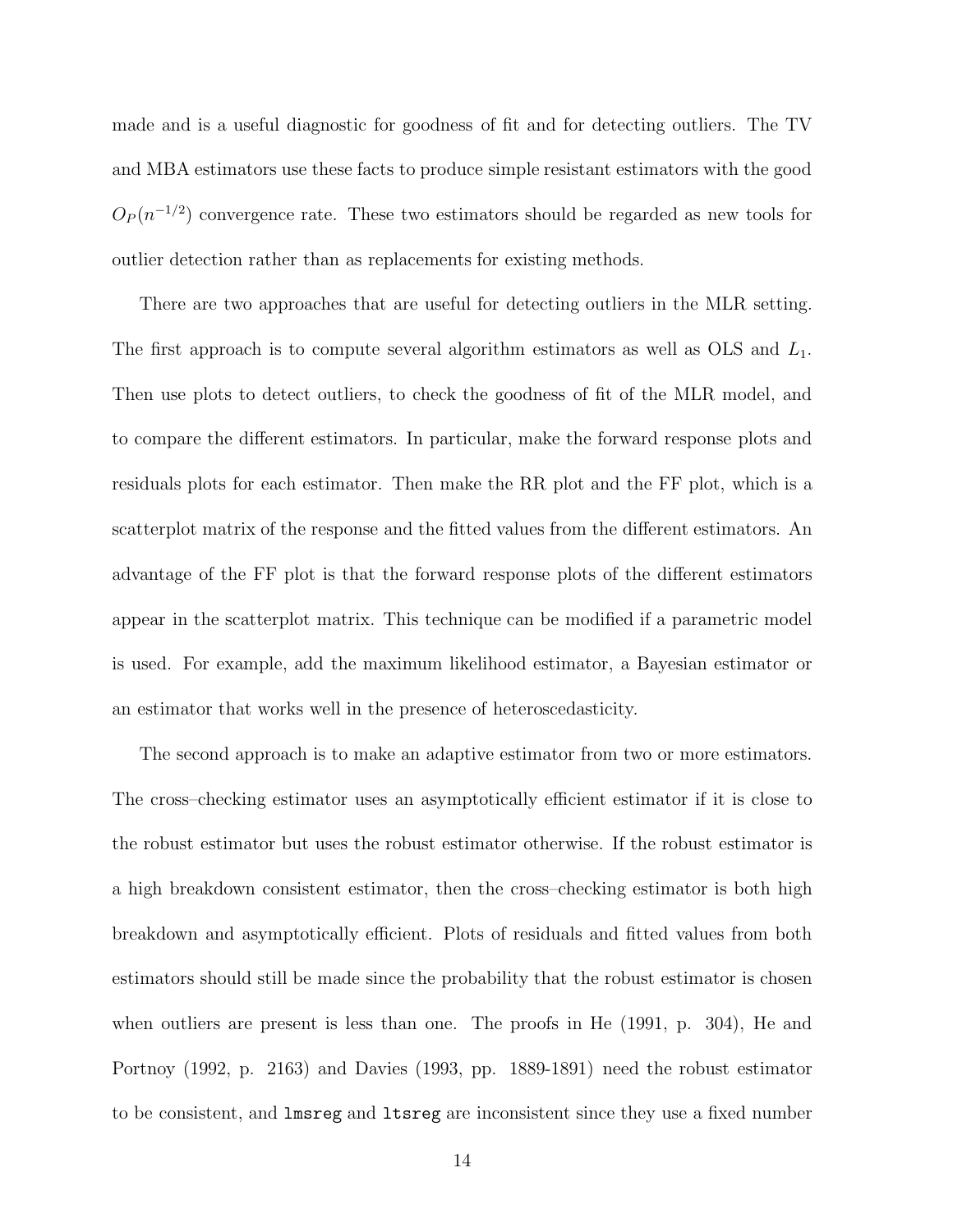made and is a useful diagnostic for goodness of fit and for detecting outliers. The TV and MBA estimators use these facts to produce simple resistant estimators with the good $O_P(n^{-1/2})$ convergence rate. These two estimators should be regarded as new tools for outlier detection rather than as replacements for existing methods.

There are two approaches that are useful for detecting outliers in the MLR setting. The first approach is to compute several algorithm estimators as well as OLS and $L_1$. Then use plots to detect outliers, to check the goodness of fit of the MLR model, and to compare the different estimators. In particular, make the forward response plots and residuals plots for each estimator. Then make the RR plot and the FF plot, which is a scatterplot matrix of the response and the fitted values from the different estimators. An advantage of the FF plot is that the forward response plots of the different estimators appear in the scatterplot matrix. This technique can be modified if a parametric model is used. For example, add the maximum likelihood estimator, a Bayesian estimator or an estimator that works well in the presence of heteroscedasticity.

The second approach is to make an adaptive estimator from two or more estimators. The cross–checking estimator uses an asymptotically efficient estimator if it is close to the robust estimator but uses the robust estimator otherwise. If the robust estimator is a high breakdown consistent estimator, then the cross–checking estimator is both high breakdown and asymptotically efficient. Plots of residuals and fitted values from both estimators should still be made since the probability that the robust estimator is chosen when outliers are present is less than one. The proofs in He (1991, p. 304), He and Portnoy (1992, p. 2163) and Davies (1993, pp. 1889-1891) need the robust estimator to be consistent, and `lmsreg` and `ltsreg` are inconsistent since they use a fixed number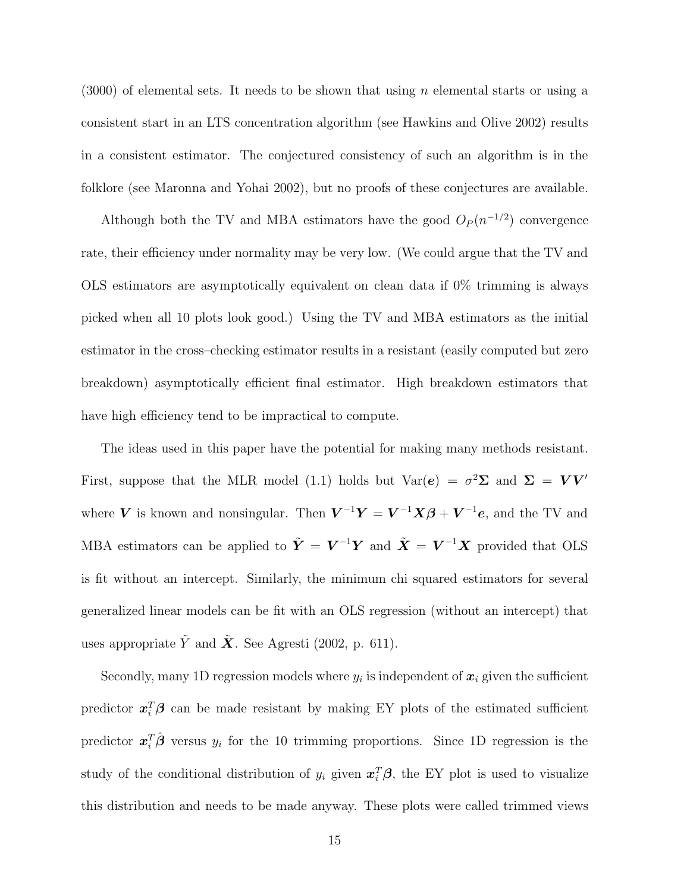(3000) of elemental sets. It needs to be shown that using $n$ elemental starts or using a consistent start in an LTS concentration algorithm (see Hawkins and Olive 2002) results in a consistent estimator. The conjectured consistency of such an algorithm is in the folklore (see Maronna and Yohai 2002), but no proofs of these conjectures are available.

Although both the TV and MBA estimators have the good $O_P(n^{-1/2})$ convergence rate, their efficiency under normality may be very low. (We could argue that the TV and OLS estimators are asymptotically equivalent on clean data if 0% trimming is always picked when all 10 plots look good.) Using the TV and MBA estimators as the initial estimator in the cross–checking estimator results in a resistant (easily computed but zero breakdown) asymptotically efficient final estimator. High breakdown estimators that have high efficiency tend to be impractical to compute.

The ideas used in this paper have the potential for making many methods resistant. First, suppose that the MLR model (1.1) holds but $\text{Var}(\boldsymbol{e}) = \sigma^2 \boldsymbol{\Sigma}$ and $\boldsymbol{\Sigma} = \boldsymbol{V}\boldsymbol{V}'$ where $\boldsymbol{V}$ is known and nonsingular. Then $\boldsymbol{V}^{-1}\boldsymbol{Y} = \boldsymbol{V}^{-1}\boldsymbol{X}\boldsymbol{\beta} + \boldsymbol{V}^{-1}\boldsymbol{e}$, and the TV and MBA estimators can be applied to $\tilde{\boldsymbol{Y}} = \boldsymbol{V}^{-1}\boldsymbol{Y}$ and $\tilde{\boldsymbol{X}} = \boldsymbol{V}^{-1}\boldsymbol{X}$ provided that OLS is fit without an intercept. Similarly, the minimum chi squared estimators for several generalized linear models can be fit with an OLS regression (without an intercept) that uses appropriate $\tilde{Y}$ and $\tilde{\boldsymbol{X}}$. See Agresti (2002, p. 611).

Secondly, many 1D regression models where $y_i$ is independent of $\boldsymbol{x}_i$ given the sufficient predictor $\boldsymbol{x}_i^T\boldsymbol{\beta}$ can be made resistant by making EY plots of the estimated sufficient predictor $\boldsymbol{x}_i^T\hat{\boldsymbol{\beta}}$ versus $y_i$ for the 10 trimming proportions. Since 1D regression is the study of the conditional distribution of $y_i$ given $\boldsymbol{x}_i^T\boldsymbol{\beta}$, the EY plot is used to visualize this distribution and needs to be made anyway. These plots were called trimmed views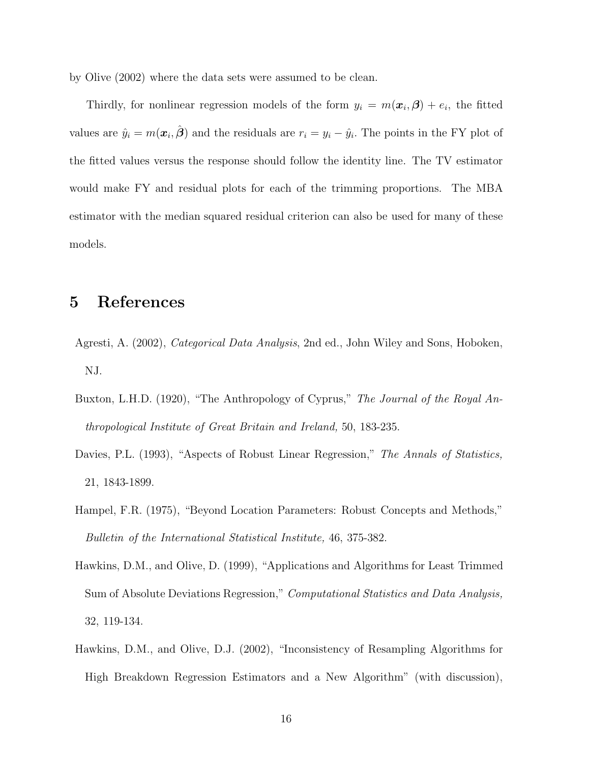by Olive (2002) where the data sets were assumed to be clean.

Thirdly, for nonlinear regression models of the form $y_i = m(\boldsymbol{x}_i, \boldsymbol{\beta}) + e_i$, the fitted values are $\hat{y}_i = m(\boldsymbol{x}_i, \hat{\boldsymbol{\beta}})$ and the residuals are $r_i = y_i - \hat{y}_i$. The points in the FY plot of the fitted values versus the response should follow the identity line. The TV estimator would make FY and residual plots for each of the trimming proportions. The MBA estimator with the median squared residual criterion can also be used for many of these models.

# 5 References

Agresti, A. (2002), *Categorical Data Analysis*, 2nd ed., John Wiley and Sons, Hoboken, NJ.

Buxton, L.H.D. (1920), "The Anthropology of Cyprus," *The Journal of the Royal Anthropological Institute of Great Britain and Ireland,* 50, 183-235.

Davies, P.L. (1993), "Aspects of Robust Linear Regression," *The Annals of Statistics,* 21, 1843-1899.

Hampel, F.R. (1975), "Beyond Location Parameters: Robust Concepts and Methods," *Bulletin of the International Statistical Institute,* 46, 375-382.

Hawkins, D.M., and Olive, D. (1999), "Applications and Algorithms for Least Trimmed Sum of Absolute Deviations Regression," *Computational Statistics and Data Analysis,* 32, 119-134.

Hawkins, D.M., and Olive, D.J. (2002), "Inconsistency of Resampling Algorithms for High Breakdown Regression Estimators and a New Algorithm" (with discussion),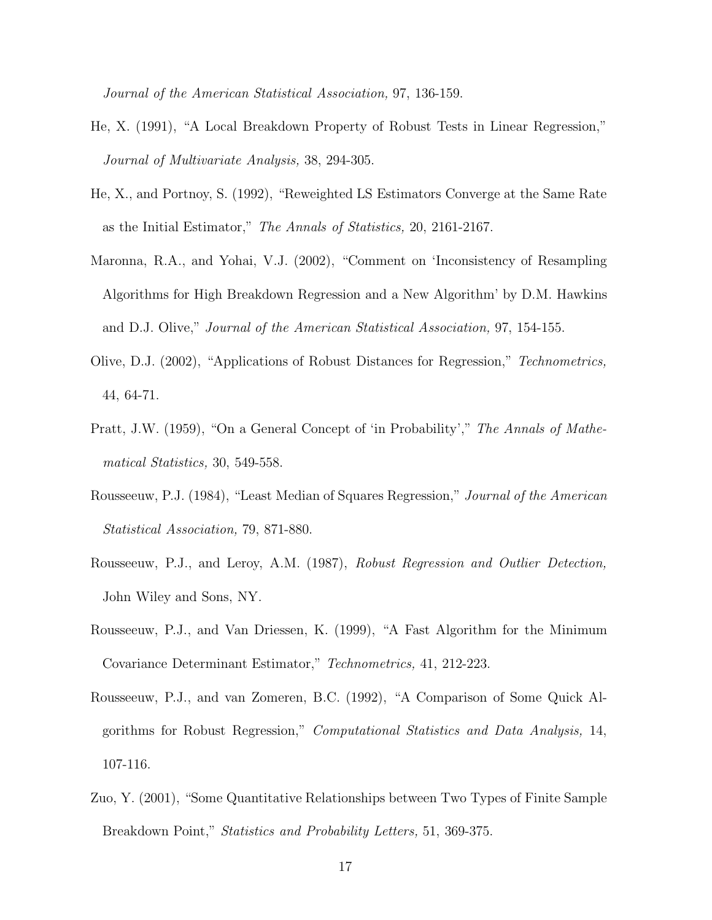*Journal of the American Statistical Association,* 97, 136-159.

He, X. (1991), "A Local Breakdown Property of Robust Tests in Linear Regression," *Journal of Multivariate Analysis,* 38, 294-305.

He, X., and Portnoy, S. (1992), "Reweighted LS Estimators Converge at the Same Rate as the Initial Estimator," *The Annals of Statistics,* 20, 2161-2167.

Maronna, R.A., and Yohai, V.J. (2002), "Comment on 'Inconsistency of Resampling Algorithms for High Breakdown Regression and a New Algorithm' by D.M. Hawkins and D.J. Olive," *Journal of the American Statistical Association,* 97, 154-155.

Olive, D.J. (2002), "Applications of Robust Distances for Regression," *Technometrics,* 44, 64-71.

Pratt, J.W. (1959), "On a General Concept of 'in Probability'," *The Annals of Mathematical Statistics,* 30, 549-558.

Rousseeuw, P.J. (1984), "Least Median of Squares Regression," *Journal of the American Statistical Association,* 79, 871-880.

Rousseeuw, P.J., and Leroy, A.M. (1987), *Robust Regression and Outlier Detection,* John Wiley and Sons, NY.

Rousseeuw, P.J., and Van Driessen, K. (1999), "A Fast Algorithm for the Minimum Covariance Determinant Estimator," *Technometrics,* 41, 212-223.

Rousseeuw, P.J., and van Zomeren, B.C. (1992), "A Comparison of Some Quick Algorithms for Robust Regression," *Computational Statistics and Data Analysis,* 14, 107-116.

Zuo, Y. (2001), "Some Quantitative Relationships between Two Types of Finite Sample Breakdown Point," *Statistics and Probability Letters,* 51, 369-375.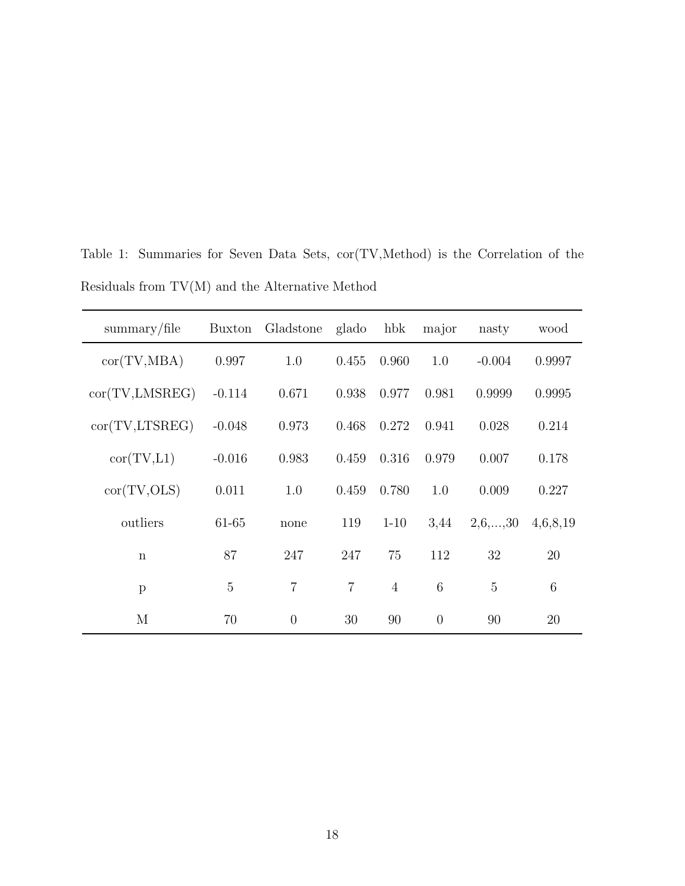Table 1: Summaries for Seven Data Sets, cor(TV,Method) is the Correlation of the Residuals from TV(M) and the Alternative Method

| summary/file | Buxton | Gladstone | glado | hbk | major | nasty | wood |
|---|---|---|---|---|---|---|---|
| cor(TV,MBA) | 0.997 | 1.0 | 0.455 | 0.960 | 1.0 | -0.004 | 0.9997 |
| cor(TV,LMSREG) | -0.114 | 0.671 | 0.938 | 0.977 | 0.981 | 0.9999 | 0.9995 |
| cor(TV,LTSREG) | -0.048 | 0.973 | 0.468 | 0.272 | 0.941 | 0.028 | 0.214 |
| cor(TV,L1) | -0.016 | 0.983 | 0.459 | 0.316 | 0.979 | 0.007 | 0.178 |
| cor(TV,OLS) | 0.011 | 1.0 | 0.459 | 0.780 | 1.0 | 0.009 | 0.227 |
| outliers | 61-65 | none | 119 | 1-10 | 3,44 | 2,6,...,30 | 4,6,8,19 |
| n | 87 | 247 | 247 | 75 | 112 | 32 | 20 |
| p | 5 | 7 | 7 | 4 | 6 | 5 | 6 |
| M | 70 | 0 | 30 | 90 | 0 | 90 | 20 |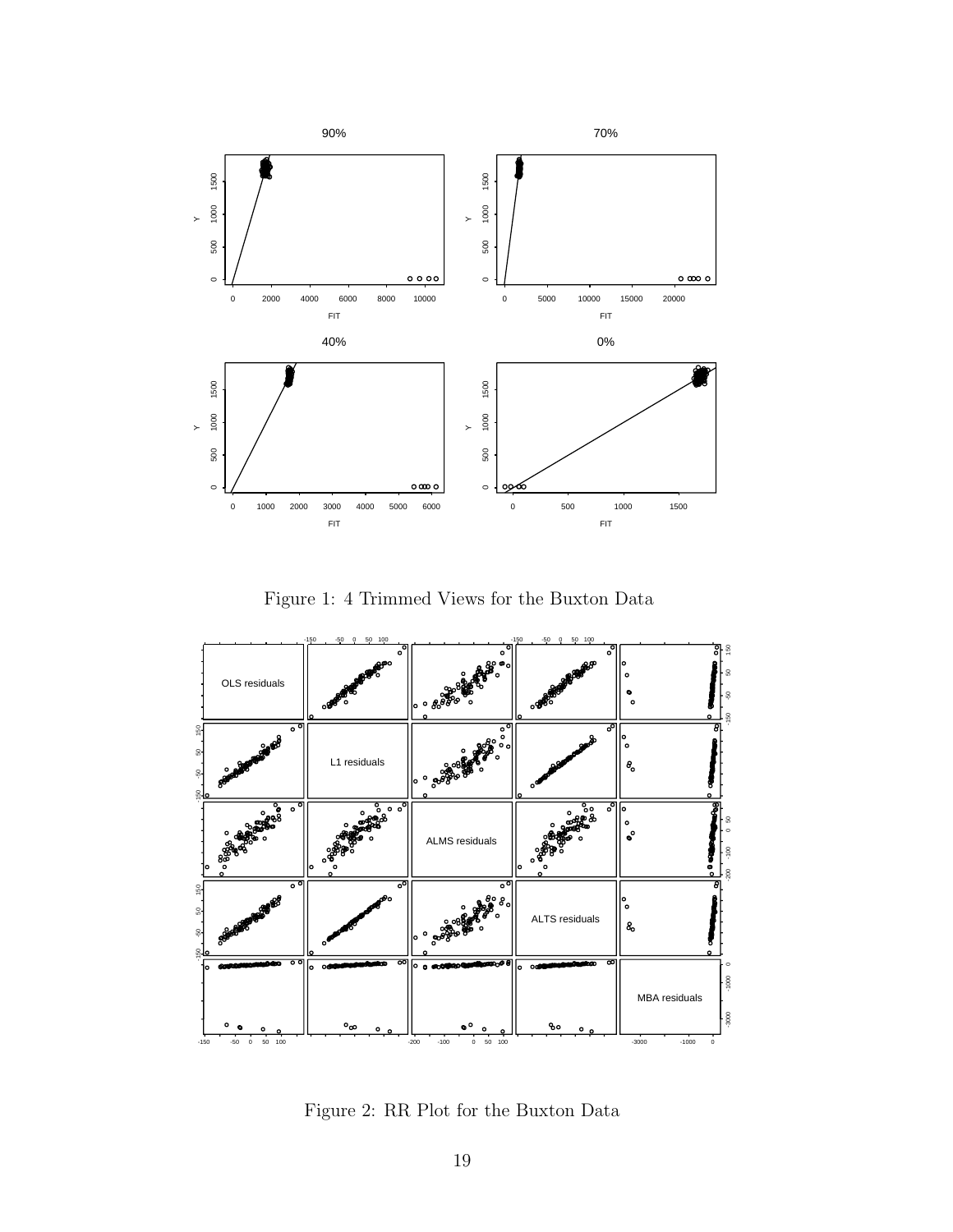90%

Y

FIT

0 500 1000 1500

0 2000 4000 6000 8000 10000

70%

Y

FIT

0 500 1000 1500

0 5000 10000 15000 20000

40%

Y

FIT

0 500 1000 1500

0 1000 2000 3000 4000 5000 6000

0%

Y

FIT

0 500 1000 1500

0 500 1000 1500

Figure 1: 4 Trimmed Views for the Buxton Data

OLS residuals

L1 residuals

ALMS residuals

ALTS residuals

MBA residuals

-150 -50 0 50 100

-200 -100 0 50 100

-3000 -1000 0

Figure 2: RR Plot for the Buxton Data